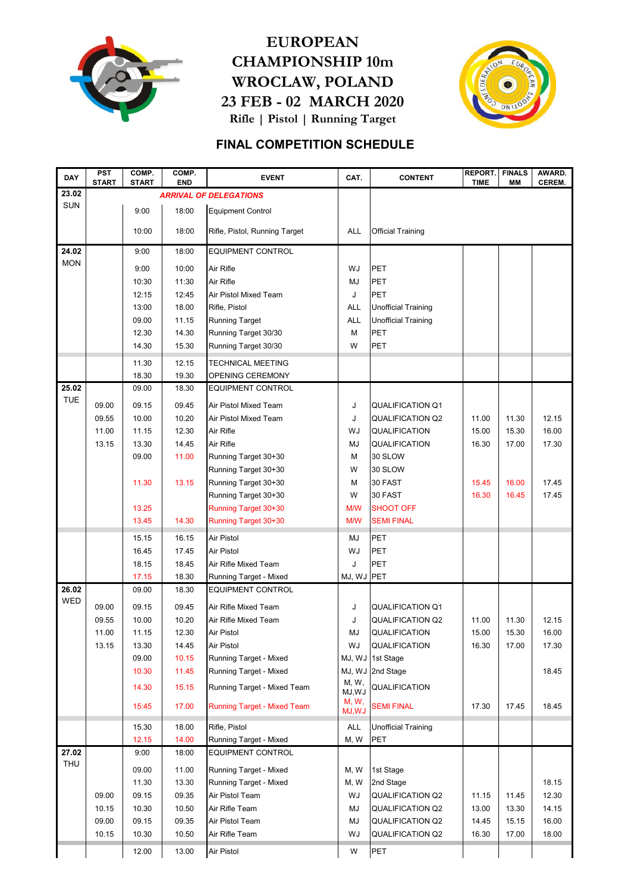# EUROPEAN CHAMPIONSHIP 10m WROCLAW, POLAND

## 23 FEB - 02 MARCH 2020

**Rifle | Pistol | Running Target**

## FINAL COMPETITION SCHEDULE

| DAY | PST START | COMP. START | COMP. END | EVENT | CAT. | CONTENT | REPORT. TIME | FINALS MM | AWARD. CEREM. |
|---|---|---|---|---|---|---|---|---|---|
| 23.02 SUN | | | | *ARRIVAL OF DELEGATIONS* | | | | | |
| | | 9:00 | 18:00 | Equipment Control | | | | | |
| | | 10:00 | 18:00 | Rifle, Pistol, Running Target | ALL | Official Training | | | |
| 24.02 MON | | 9:00 | 18:00 | EQUIPMENT CONTROL | | | | | |
| | | 9:00 | 10:00 | Air Rifle | WJ | PET | | | |
| | | 10:30 | 11:30 | Air Rifle | MJ | PET | | | |
| | | 12:15 | 12:45 | Air Pistol Mixed Team | J | PET | | | |
| | | 13:00 | 18.00 | Rifle, Pistol | ALL | Unofficial Training | | | |
| | | 09.00 | 11.15 | Running Target | ALL | Unofficial Training | | | |
| | | 12.30 | 14.30 | Running Target 30/30 | M | PET | | | |
| | | 14.30 | 15.30 | Running Target 30/30 | W | PET | | | |
| | | 11.30 | 12.15 | TECHNICAL MEETING | | | | | |
| | | 18.30 | 19.30 | OPENING CEREMONY | | | | | |
| 25.02 TUE | | 09.00 | 18.30 | EQUIPMENT CONTROL | | | | | |
| | 09.00 | 09.15 | 09.45 | Air Pistol Mixed Team | J | QUALIFICATION Q1 | | | |
| | 09.55 | 10.00 | 10.20 | Air Pistol Mixed Team | J | QUALIFICATION Q2 | 11.00 | 11.30 | 12.15 |
| | 11.00 | 11.15 | 12.30 | Air Rifle | WJ | QUALIFICATION | 15.00 | 15.30 | 16.00 |
| | 13.15 | 13.30 | 14.45 | Air Rifle | MJ | QUALIFICATION | 16.30 | 17.00 | 17.30 |
| | | 09.00 | 11.00 | Running Target 30+30 | M | 30 SLOW | | | |
| | | | | Running Target 30+30 | W | 30 SLOW | | | |
| | | 11.30 | 13.15 | Running Target 30+30 | M | 30 FAST | 15.45 | 16.00 | 17.45 |
| | | | | Running Target 30+30 | W | 30 FAST | 16.30 | 16.45 | 17.45 |
| | | 13.25 | | Running Target 30+30 | M/W | SHOOT OFF | | | |
| | | 13.45 | 14.30 | Running Target 30+30 | M/W | SEMI FINAL | | | |
| | | 15.15 | 16.15 | Air Pistol | MJ | PET | | | |
| | | 16.45 | 17.45 | Air Pistol | WJ | PET | | | |
| | | 18.15 | 18.45 | Air Rifle Mixed Team | J | PET | | | |
| | | 17.15 | 18.30 | Running Target - Mixed | MJ, WJ | PET | | | |
| 26.02 WED | | 09.00 | 18.30 | EQUIPMENT CONTROL | | | | | |
| | 09.00 | 09.15 | 09.45 | Air Rifle Mixed Team | J | QUALIFICATION Q1 | | | |
| | 09.55 | 10.00 | 10.20 | Air Rifle Mixed Team | J | QUALIFICATION Q2 | 11.00 | 11.30 | 12.15 |
| | 11.00 | 11.15 | 12.30 | Air Pistol | MJ | QUALIFICATION | 15.00 | 15.30 | 16.00 |
| | 13.15 | 13.30 | 14.45 | Air Pistol | WJ | QUALIFICATION | 16.30 | 17.00 | 17.30 |
| | | 09.00 | 10.15 | Running Target - Mixed | MJ, WJ | 1st Stage | | | |
| | | 10.30 | 11.45 | Running Target - Mixed | MJ, WJ | 2nd Stage | | | 18.45 |
| | | 14.30 | 15.15 | Running Target - Mixed Team | M, W, MJ,WJ | QUALIFICATION | | | |
| | | 15:45 | 17.00 | Running Target - Mixed Team | M, W, MJ,WJ | SEMI FINAL | 17.30 | 17.45 | 18.45 |
| | | 15.30 | 18.00 | Rifle, Pistol | ALL | Unofficial Training | | | |
| | | 12.15 | 14.00 | Running Target - Mixed | M, W | PET | | | |
| 27.02 THU | | 9:00 | 18:00 | EQUIPMENT CONTROL | | | | | |
| | | 09.00 | 11.00 | Running Target - Mixed | M, W | 1st Stage | | | |
| | | 11.30 | 13.30 | Running Target - Mixed | M, W | 2nd Stage | | | 18.15 |
| | 09.00 | 09.15 | 09.35 | Air Pistol Team | WJ | QUALIFICATION Q2 | 11.15 | 11.45 | 12.30 |
| | 10.15 | 10.30 | 10.50 | Air Rifle Team | MJ | QUALIFICATION Q2 | 13.00 | 13.30 | 14.15 |
| | 09.00 | 09.15 | 09.35 | Air Pistol Team | MJ | QUALIFICATION Q2 | 14.45 | 15.15 | 16.00 |
| | 10.15 | 10.30 | 10.50 | Air Rifle Team | WJ | QUALIFICATION Q2 | 16.30 | 17.00 | 18.00 |
| | | 12.00 | 13.00 | Air Pistol | W | PET | | | |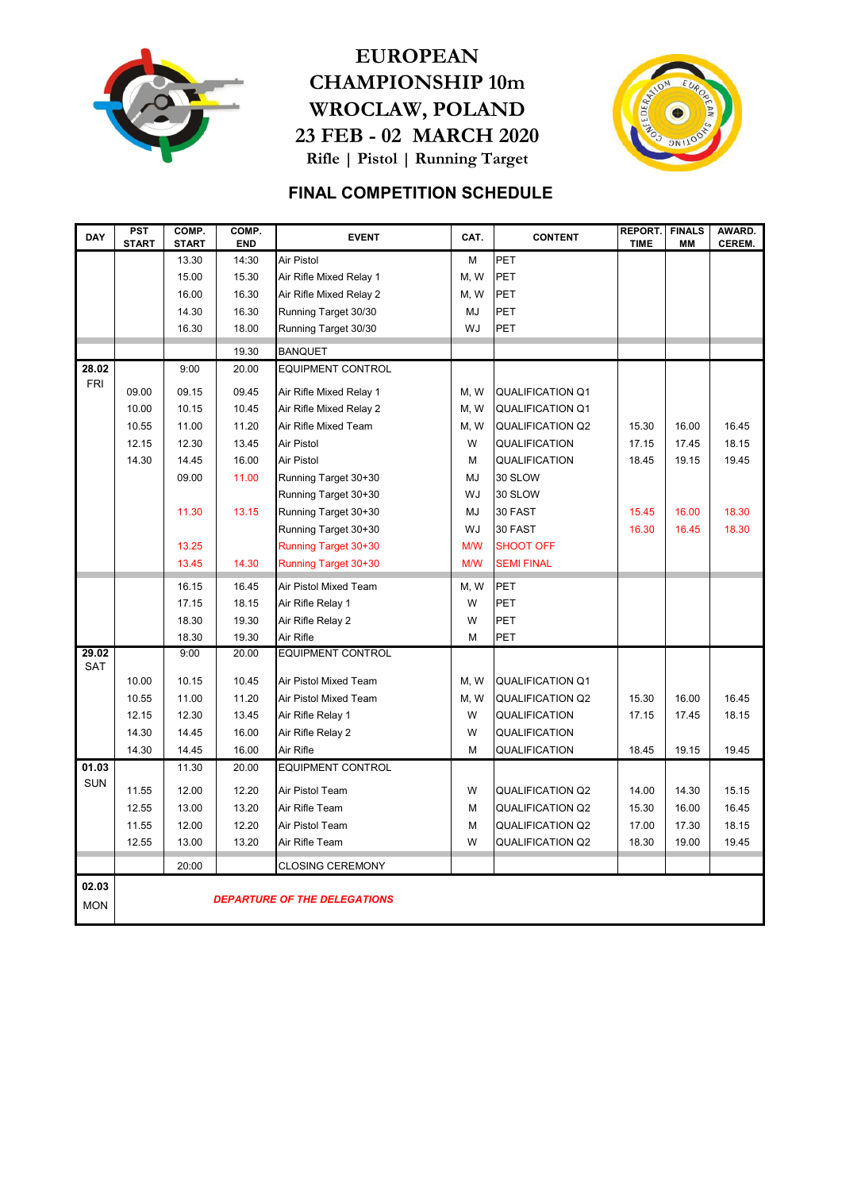# EUROPEAN CHAMPIONSHIP 10m WROCLAW, POLAND 23 FEB - 02 MARCH 2020

Rifle | Pistol | Running Target

## FINAL COMPETITION SCHEDULE

| DAY | PST START | COMP. START | COMP. END | EVENT | CAT. | CONTENT | REPORT. TIME | FINALS MM | AWARD. CEREM. |
|---|---|---|---|---|---|---|---|---|---|
| | | 13.30 | 14:30 | Air Pistol | M | PET | | | |
| | | 15.00 | 15.30 | Air Rifle Mixed Relay 1 | M, W | PET | | | |
| | | 16.00 | 16.30 | Air Rifle Mixed Relay 2 | M, W | PET | | | |
| | | 14.30 | 16.30 | Running Target 30/30 | MJ | PET | | | |
| | | 16.30 | 18.00 | Running Target 30/30 | WJ | PET | | | |
| | | | 19.30 | BANQUET | | | | | |
| 28.02 FRI | | 9:00 | 20.00 | EQUIPMENT CONTROL | | | | | |
| | 09.00 | 09.15 | 09.45 | Air Rifle Mixed Relay 1 | M, W | QUALIFICATION Q1 | | | |
| | 10.00 | 10.15 | 10.45 | Air Rifle Mixed Relay 2 | M, W | QUALIFICATION Q1 | | | |
| | 10.55 | 11.00 | 11.20 | Air Rifle Mixed Team | M, W | QUALIFICATION Q2 | 15.30 | 16.00 | 16.45 |
| | 12.15 | 12.30 | 13.45 | Air Pistol | W | QUALIFICATION | 17.15 | 17.45 | 18.15 |
| | 14.30 | 14.45 | 16.00 | Air Pistol | M | QUALIFICATION | 18.45 | 19.15 | 19.45 |
| | | 09.00 | 11.00 | Running Target 30+30 | MJ | 30 SLOW | | | |
| | | | | Running Target 30+30 | WJ | 30 SLOW | | | |
| | | 11.30 | 13.15 | Running Target 30+30 | MJ | 30 FAST | 15.45 | 16.00 | 18.30 |
| | | | | Running Target 30+30 | WJ | 30 FAST | 16.30 | 16.45 | 18.30 |
| | | 13.25 | | Running Target 30+30 | M/W | SHOOT OFF | | | |
| | | 13.45 | 14.30 | Running Target 30+30 | M/W | SEMI FINAL | | | |
| | | 16.15 | 16.45 | Air Pistol Mixed Team | M, W | PET | | | |
| | | 17.15 | 18.15 | Air Rifle Relay 1 | W | PET | | | |
| | | 18.30 | 19.30 | Air Rifle Relay 2 | W | PET | | | |
| | | 18.30 | 19.30 | Air Rifle | M | PET | | | |
| 29.02 SAT | | 9:00 | 20.00 | EQUIPMENT CONTROL | | | | | |
| | 10.00 | 10.15 | 10.45 | Air Pistol Mixed Team | M, W | QUALIFICATION Q1 | | | |
| | 10.55 | 11.00 | 11.20 | Air Pistol Mixed Team | M, W | QUALIFICATION Q2 | 15.30 | 16.00 | 16.45 |
| | 12.15 | 12.30 | 13.45 | Air Rifle Relay 1 | W | QUALIFICATION | 17.15 | 17.45 | 18.15 |
| | 14.30 | 14.45 | 16.00 | Air Rifle Relay 2 | W | QUALIFICATION | | | |
| | 14.30 | 14.45 | 16.00 | Air Rifle | M | QUALIFICATION | 18.45 | 19.15 | 19.45 |
| 01.03 SUN | | 11.30 | 20.00 | EQUIPMENT CONTROL | | | | | |
| | 11.55 | 12.00 | 12.20 | Air Pistol Team | W | QUALIFICATION Q2 | 14.00 | 14.30 | 15.15 |
| | 12.55 | 13.00 | 13.20 | Air Rifle Team | M | QUALIFICATION Q2 | 15.30 | 16.00 | 16.45 |
| | 11.55 | 12.00 | 12.20 | Air Pistol Team | M | QUALIFICATION Q2 | 17.00 | 17.30 | 18.15 |
| | 12.55 | 13.00 | 13.20 | Air Rifle Team | W | QUALIFICATION Q2 | 18.30 | 19.00 | 19.45 |
| | | 20:00 | | CLOSING CEREMONY | | | | | |
| 02.03 MON | | | | *DEPARTURE OF THE DELEGATIONS* | | | | | |